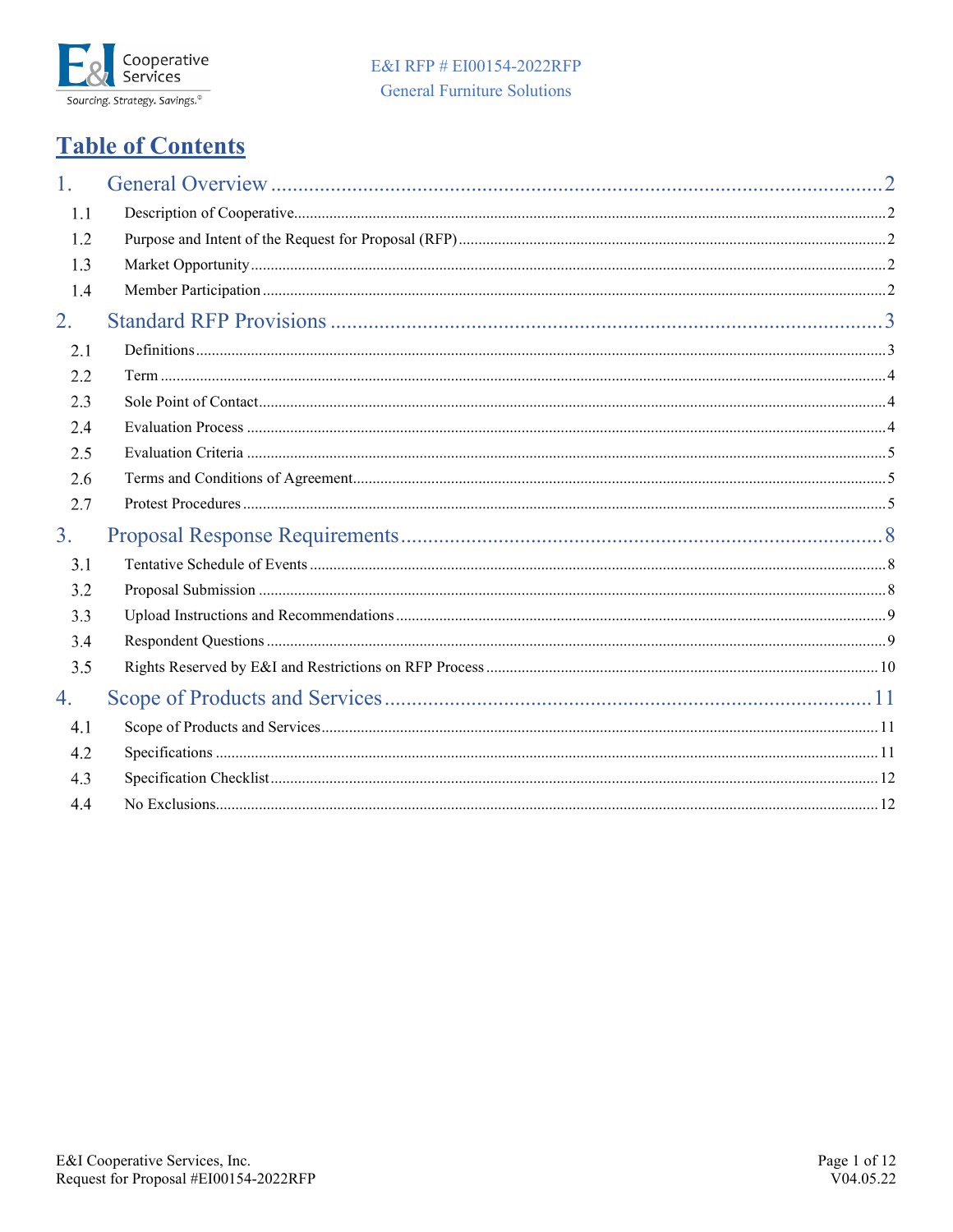# Table of Contents

1. General Overview ..... 2
   - 1.1 Description of Cooperative ..... 2
   - 1.2 Purpose and Intent of the Request for Proposal (RFP) ..... 2
   - 1.3 Market Opportunity ..... 2
   - 1.4 Member Participation ..... 2
2. Standard RFP Provisions ..... 3
   - 2.1 Definitions ..... 3
   - 2.2 Term ..... 4
   - 2.3 Sole Point of Contact ..... 4
   - 2.4 Evaluation Process ..... 4
   - 2.5 Evaluation Criteria ..... 5
   - 2.6 Terms and Conditions of Agreement ..... 5
   - 2.7 Protest Procedures ..... 5
3. Proposal Response Requirements ..... 8
   - 3.1 Tentative Schedule of Events ..... 8
   - 3.2 Proposal Submission ..... 8
   - 3.3 Upload Instructions and Recommendations ..... 9
   - 3.4 Respondent Questions ..... 9
   - 3.5 Rights Reserved by E&I and Restrictions on RFP Process ..... 10
4. Scope of Products and Services ..... 11
   - 4.1 Scope of Products and Services ..... 11
   - 4.2 Specifications ..... 11
   - 4.3 Specification Checklist ..... 12
   - 4.4 No Exclusions ..... 12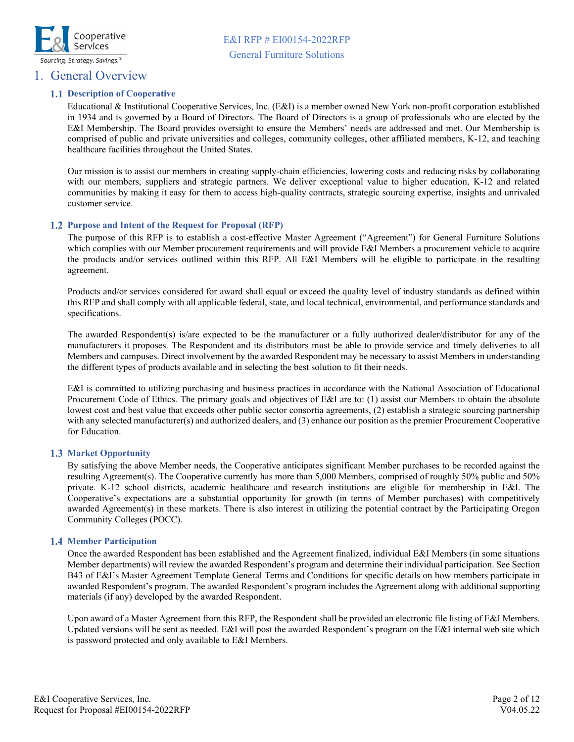# 1. General Overview

## 1.1 Description of Cooperative

Educational & Institutional Cooperative Services, Inc. (E&I) is a member owned New York non-profit corporation established in 1934 and is governed by a Board of Directors. The Board of Directors is a group of professionals who are elected by the E&I Membership. The Board provides oversight to ensure the Members' needs are addressed and met. Our Membership is comprised of public and private universities and colleges, community colleges, other affiliated members, K-12, and teaching healthcare facilities throughout the United States.

Our mission is to assist our members in creating supply-chain efficiencies, lowering costs and reducing risks by collaborating with our members, suppliers and strategic partners. We deliver exceptional value to higher education, K-12 and related communities by making it easy for them to access high-quality contracts, strategic sourcing expertise, insights and unrivaled customer service.

## 1.2 Purpose and Intent of the Request for Proposal (RFP)

The purpose of this RFP is to establish a cost-effective Master Agreement ("Agreement") for General Furniture Solutions which complies with our Member procurement requirements and will provide E&I Members a procurement vehicle to acquire the products and/or services outlined within this RFP. All E&I Members will be eligible to participate in the resulting agreement.

Products and/or services considered for award shall equal or exceed the quality level of industry standards as defined within this RFP and shall comply with all applicable federal, state, and local technical, environmental, and performance standards and specifications.

The awarded Respondent(s) is/are expected to be the manufacturer or a fully authorized dealer/distributor for any of the manufacturers it proposes. The Respondent and its distributors must be able to provide service and timely deliveries to all Members and campuses. Direct involvement by the awarded Respondent may be necessary to assist Members in understanding the different types of products available and in selecting the best solution to fit their needs.

E&I is committed to utilizing purchasing and business practices in accordance with the National Association of Educational Procurement Code of Ethics. The primary goals and objectives of E&I are to: (1) assist our Members to obtain the absolute lowest cost and best value that exceeds other public sector consortia agreements, (2) establish a strategic sourcing partnership with any selected manufacturer(s) and authorized dealers, and (3) enhance our position as the premier Procurement Cooperative for Education.

## 1.3 Market Opportunity

By satisfying the above Member needs, the Cooperative anticipates significant Member purchases to be recorded against the resulting Agreement(s). The Cooperative currently has more than 5,000 Members, comprised of roughly 50% public and 50% private. K-12 school districts, academic healthcare and research institutions are eligible for membership in E&I. The Cooperative's expectations are a substantial opportunity for growth (in terms of Member purchases) with competitively awarded Agreement(s) in these markets. There is also interest in utilizing the potential contract by the Participating Oregon Community Colleges (POCC).

## 1.4 Member Participation

Once the awarded Respondent has been established and the Agreement finalized, individual E&I Members (in some situations Member departments) will review the awarded Respondent's program and determine their individual participation. See Section B43 of E&I's Master Agreement Template General Terms and Conditions for specific details on how members participate in awarded Respondent's program. The awarded Respondent's program includes the Agreement along with additional supporting materials (if any) developed by the awarded Respondent.

Upon award of a Master Agreement from this RFP, the Respondent shall be provided an electronic file listing of E&I Members. Updated versions will be sent as needed. E&I will post the awarded Respondent's program on the E&I internal web site which is password protected and only available to E&I Members.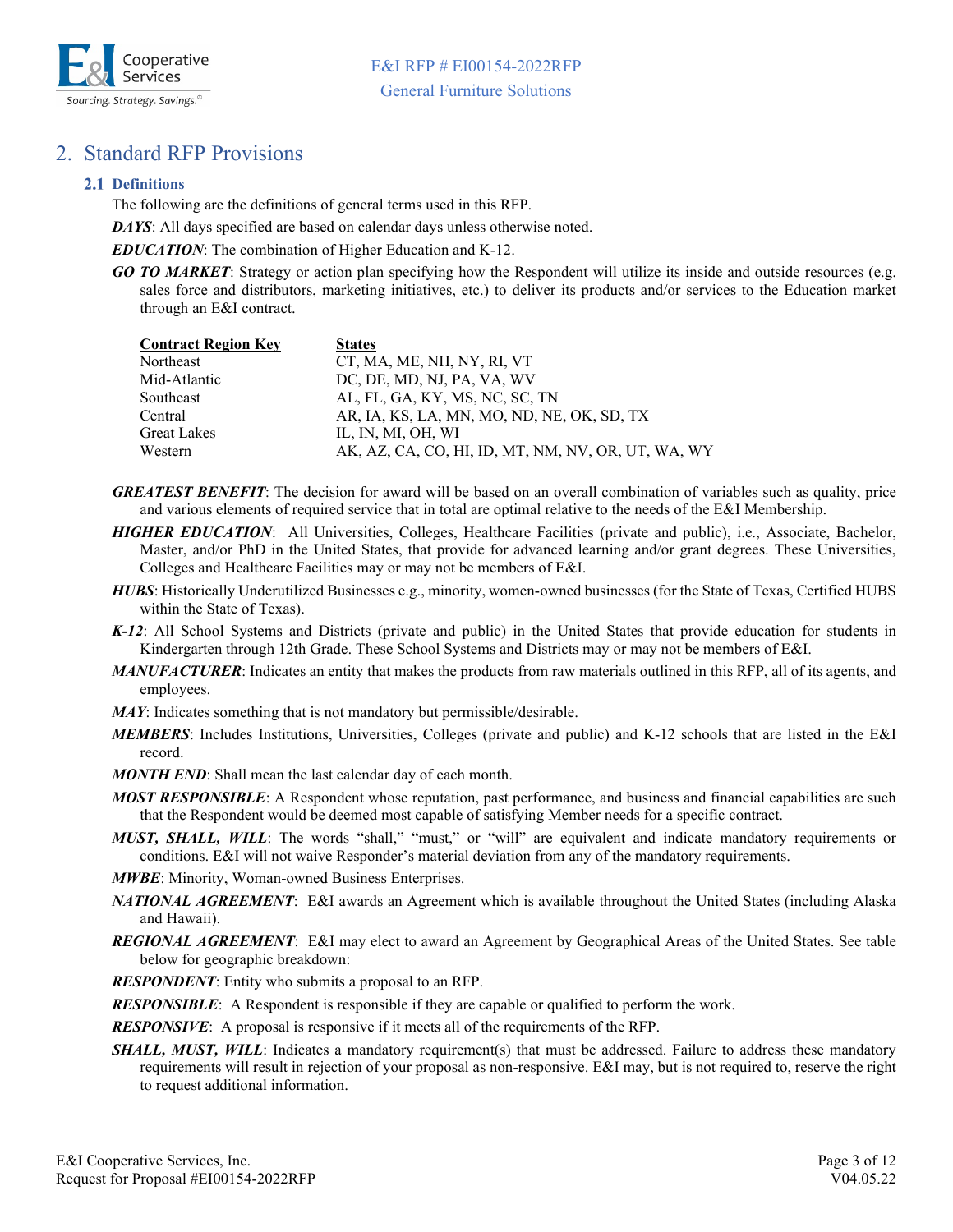## 2. Standard RFP Provisions

### 2.1 Definitions

The following are the definitions of general terms used in this RFP.

***DAYS***: All days specified are based on calendar days unless otherwise noted.

***EDUCATION***: The combination of Higher Education and K-12.

***GO TO MARKET***: Strategy or action plan specifying how the Respondent will utilize its inside and outside resources (e.g. sales force and distributors, marketing initiatives, etc.) to deliver its products and/or services to the Education market through an E&I contract.

| Contract Region Key | States |
| --- | --- |
| Northeast | CT, MA, ME, NH, NY, RI, VT |
| Mid-Atlantic | DC, DE, MD, NJ, PA, VA, WV |
| Southeast | AL, FL, GA, KY, MS, NC, SC, TN |
| Central | AR, IA, KS, LA, MN, MO, ND, NE, OK, SD, TX |
| Great Lakes | IL, IN, MI, OH, WI |
| Western | AK, AZ, CA, CO, HI, ID, MT, NM, NV, OR, UT, WA, WY |

***GREATEST BENEFIT***: The decision for award will be based on an overall combination of variables such as quality, price and various elements of required service that in total are optimal relative to the needs of the E&I Membership.

***HIGHER EDUCATION***: All Universities, Colleges, Healthcare Facilities (private and public), i.e., Associate, Bachelor, Master, and/or PhD in the United States, that provide for advanced learning and/or grant degrees. These Universities, Colleges and Healthcare Facilities may or may not be members of E&I.

***HUBS***: Historically Underutilized Businesses e.g., minority, women-owned businesses (for the State of Texas, Certified HUBS within the State of Texas).

***K-12***: All School Systems and Districts (private and public) in the United States that provide education for students in Kindergarten through 12th Grade. These School Systems and Districts may or may not be members of E&I.

***MANUFACTURER***: Indicates an entity that makes the products from raw materials outlined in this RFP, all of its agents, and employees.

***MAY***: Indicates something that is not mandatory but permissible/desirable.

***MEMBERS***: Includes Institutions, Universities, Colleges (private and public) and K-12 schools that are listed in the E&I record.

***MONTH END***: Shall mean the last calendar day of each month.

***MOST RESPONSIBLE***: A Respondent whose reputation, past performance, and business and financial capabilities are such that the Respondent would be deemed most capable of satisfying Member needs for a specific contract.

***MUST, SHALL, WILL***: The words "shall," "must," or "will" are equivalent and indicate mandatory requirements or conditions. E&I will not waive Responder's material deviation from any of the mandatory requirements.

***MWBE***: Minority, Woman-owned Business Enterprises.

***NATIONAL AGREEMENT***: E&I awards an Agreement which is available throughout the United States (including Alaska and Hawaii).

***REGIONAL AGREEMENT***: E&I may elect to award an Agreement by Geographical Areas of the United States. See table below for geographic breakdown:

***RESPONDENT***: Entity who submits a proposal to an RFP.

***RESPONSIBLE***: A Respondent is responsible if they are capable or qualified to perform the work.

***RESPONSIVE***: A proposal is responsive if it meets all of the requirements of the RFP.

***SHALL, MUST, WILL***: Indicates a mandatory requirement(s) that must be addressed. Failure to address these mandatory requirements will result in rejection of your proposal as non-responsive. E&I may, but is not required to, reserve the right to request additional information.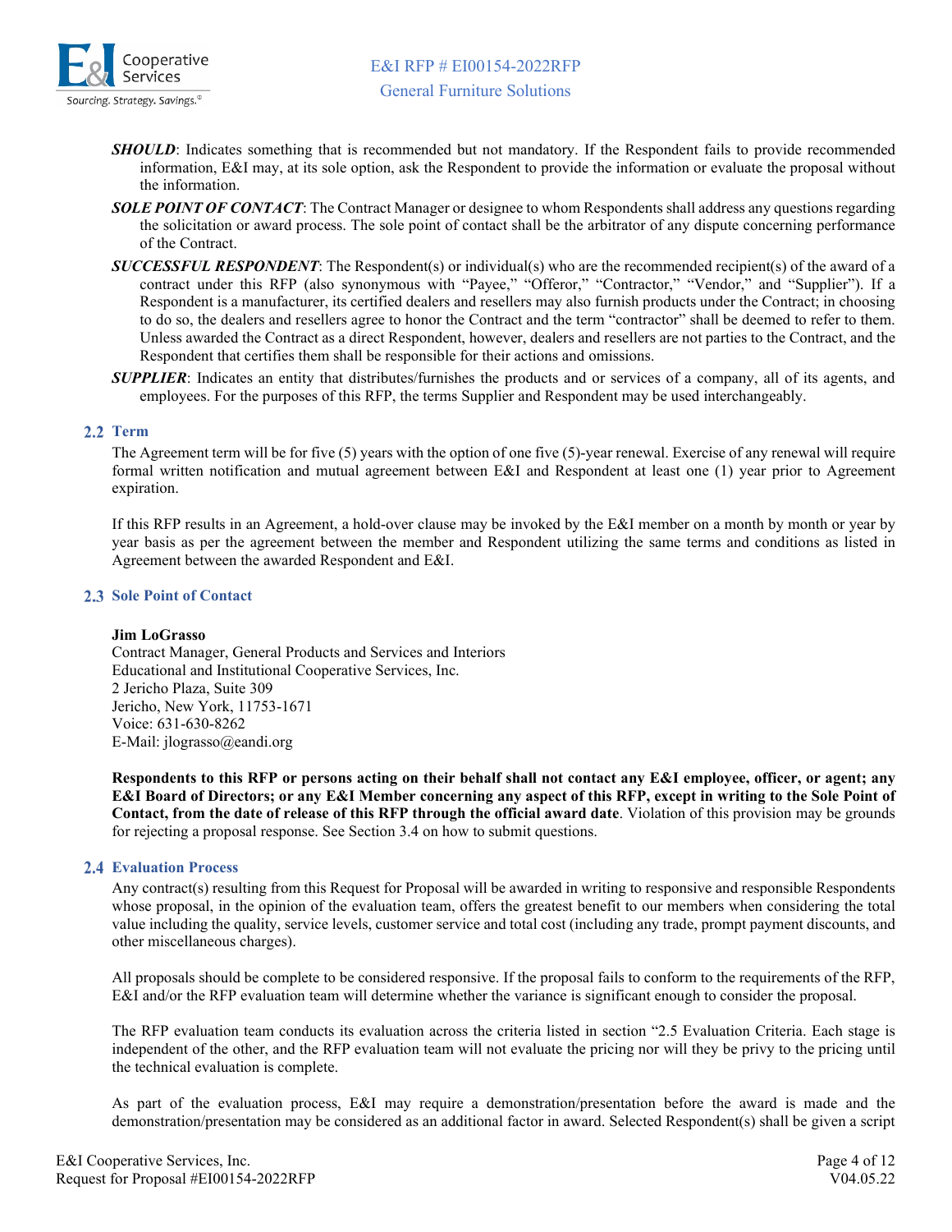***SHOULD***: Indicates something that is recommended but not mandatory. If the Respondent fails to provide recommended information, E&I may, at its sole option, ask the Respondent to provide the information or evaluate the proposal without the information.

***SOLE POINT OF CONTACT***: The Contract Manager or designee to whom Respondents shall address any questions regarding the solicitation or award process. The sole point of contact shall be the arbitrator of any dispute concerning performance of the Contract.

***SUCCESSFUL RESPONDENT***: The Respondent(s) or individual(s) who are the recommended recipient(s) of the award of a contract under this RFP (also synonymous with "Payee," "Offeror," "Contractor," "Vendor," and "Supplier"). If a Respondent is a manufacturer, its certified dealers and resellers may also furnish products under the Contract; in choosing to do so, the dealers and resellers agree to honor the Contract and the term "contractor" shall be deemed to refer to them. Unless awarded the Contract as a direct Respondent, however, dealers and resellers are not parties to the Contract, and the Respondent that certifies them shall be responsible for their actions and omissions.

***SUPPLIER***: Indicates an entity that distributes/furnishes the products and or services of a company, all of its agents, and employees. For the purposes of this RFP, the terms Supplier and Respondent may be used interchangeably.

## 2.2 Term

The Agreement term will be for five (5) years with the option of one five (5)-year renewal. Exercise of any renewal will require formal written notification and mutual agreement between E&I and Respondent at least one (1) year prior to Agreement expiration.

If this RFP results in an Agreement, a hold-over clause may be invoked by the E&I member on a month by month or year by year basis as per the agreement between the member and Respondent utilizing the same terms and conditions as listed in Agreement between the awarded Respondent and E&I.

## 2.3 Sole Point of Contact

**Jim LoGrasso**
Contract Manager, General Products and Services and Interiors
Educational and Institutional Cooperative Services, Inc.
2 Jericho Plaza, Suite 309
Jericho, New York, 11753-1671
Voice: 631-630-8262
E-Mail: jlograsso@eandi.org

**Respondents to this RFP or persons acting on their behalf shall not contact any E&I employee, officer, or agent; any E&I Board of Directors; or any E&I Member concerning any aspect of this RFP, except in writing to the Sole Point of Contact, from the date of release of this RFP through the official award date**. Violation of this provision may be grounds for rejecting a proposal response. See Section 3.4 on how to submit questions.

## 2.4 Evaluation Process

Any contract(s) resulting from this Request for Proposal will be awarded in writing to responsive and responsible Respondents whose proposal, in the opinion of the evaluation team, offers the greatest benefit to our members when considering the total value including the quality, service levels, customer service and total cost (including any trade, prompt payment discounts, and other miscellaneous charges).

All proposals should be complete to be considered responsive. If the proposal fails to conform to the requirements of the RFP, E&I and/or the RFP evaluation team will determine whether the variance is significant enough to consider the proposal.

The RFP evaluation team conducts its evaluation across the criteria listed in section "2.5 Evaluation Criteria. Each stage is independent of the other, and the RFP evaluation team will not evaluate the pricing nor will they be privy to the pricing until the technical evaluation is complete.

As part of the evaluation process, E&I may require a demonstration/presentation before the award is made and the demonstration/presentation may be considered as an additional factor in award. Selected Respondent(s) shall be given a script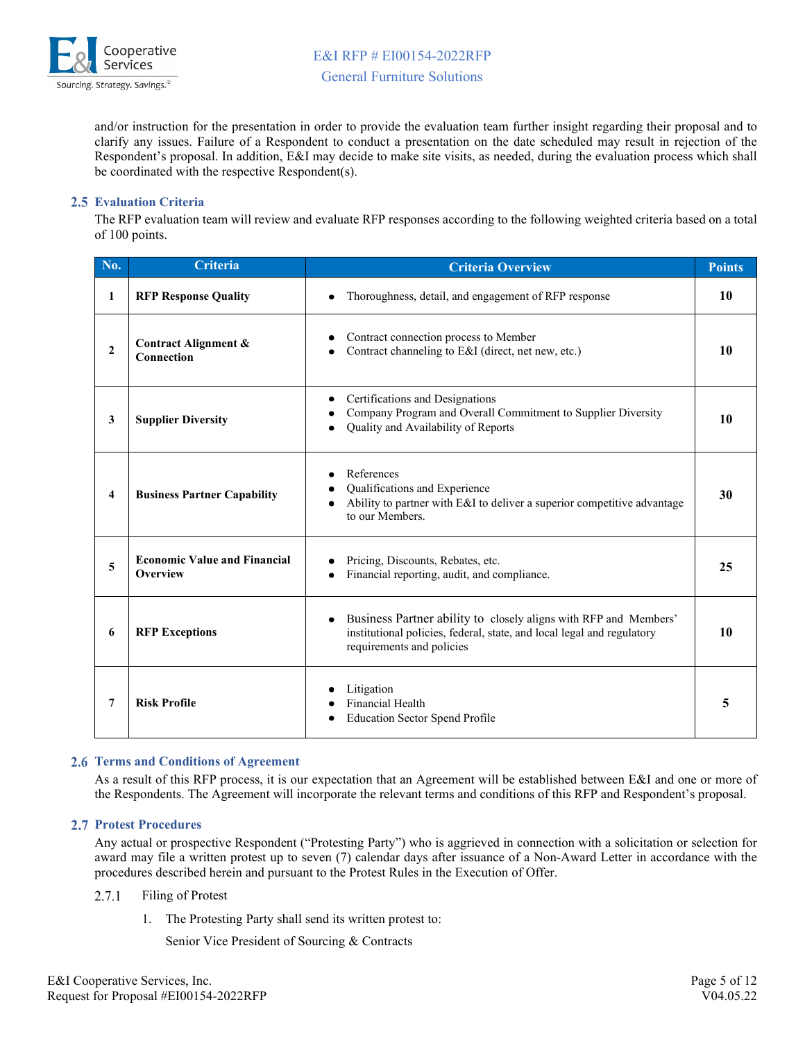and/or instruction for the presentation in order to provide the evaluation team further insight regarding their proposal and to clarify any issues. Failure of a Respondent to conduct a presentation on the date scheduled may result in rejection of the Respondent's proposal. In addition, E&I may decide to make site visits, as needed, during the evaluation process which shall be coordinated with the respective Respondent(s).

## 2.5 Evaluation Criteria

The RFP evaluation team will review and evaluate RFP responses according to the following weighted criteria based on a total of 100 points.

| No. | Criteria | Criteria Overview | Points |
|---|---|---|---|
| 1 | **RFP Response Quality** | • Thoroughness, detail, and engagement of RFP response | **10** |
| 2 | **Contract Alignment & Connection** | • Contract connection process to Member<br>• Contract channeling to E&I (direct, net new, etc.) | **10** |
| 3 | **Supplier Diversity** | • Certifications and Designations<br>• Company Program and Overall Commitment to Supplier Diversity<br>• Quality and Availability of Reports | **10** |
| 4 | **Business Partner Capability** | • References<br>• Qualifications and Experience<br>• Ability to partner with E&I to deliver a superior competitive advantage to our Members. | **30** |
| 5 | **Economic Value and Financial Overview** | • Pricing, Discounts, Rebates, etc.<br>• Financial reporting, audit, and compliance. | **25** |
| 6 | **RFP Exceptions** | • Business Partner ability to closely aligns with RFP and Members' institutional policies, federal, state, and local legal and regulatory requirements and policies | **10** |
| 7 | **Risk Profile** | • Litigation<br>• Financial Health<br>• Education Sector Spend Profile | **5** |

## 2.6 Terms and Conditions of Agreement

As a result of this RFP process, it is our expectation that an Agreement will be established between E&I and one or more of the Respondents. The Agreement will incorporate the relevant terms and conditions of this RFP and Respondent's proposal.

## 2.7 Protest Procedures

Any actual or prospective Respondent ("Protesting Party") who is aggrieved in connection with a solicitation or selection for award may file a written protest up to seven (7) calendar days after issuance of a Non-Award Letter in accordance with the procedures described herein and pursuant to the Protest Rules in the Execution of Offer.

### 2.7.1 Filing of Protest

1. The Protesting Party shall send its written protest to:

   Senior Vice President of Sourcing & Contracts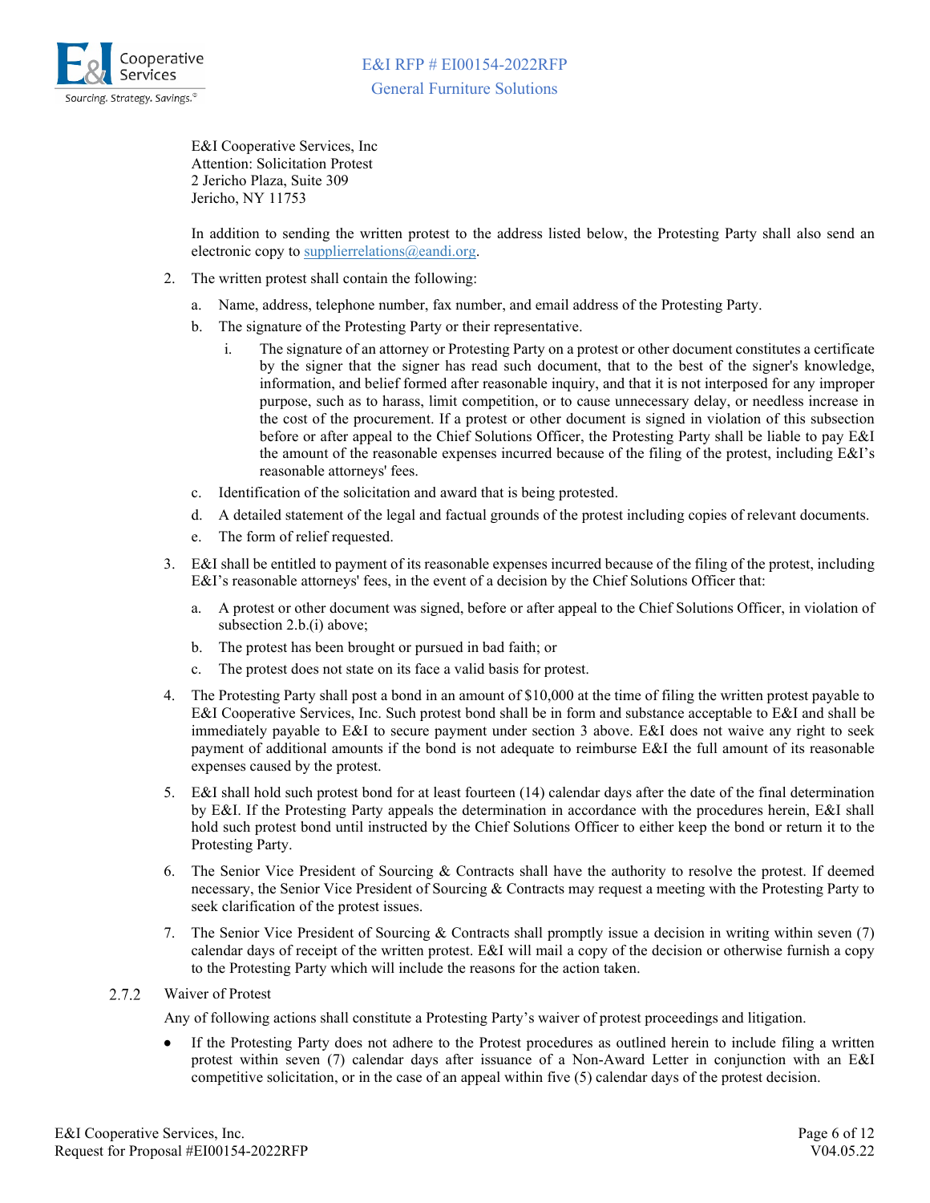E&I Cooperative Services, Inc
Attention: Solicitation Protest
2 Jericho Plaza, Suite 309
Jericho, NY 11753

In addition to sending the written protest to the address listed below, the Protesting Party shall also send an electronic copy to supplierrelations@eandi.org.

2. The written protest shall contain the following:
   a. Name, address, telephone number, fax number, and email address of the Protesting Party.
   b. The signature of the Protesting Party or their representative.
      i. The signature of an attorney or Protesting Party on a protest or other document constitutes a certificate by the signer that the signer has read such document, that to the best of the signer's knowledge, information, and belief formed after reasonable inquiry, and that it is not interposed for any improper purpose, such as to harass, limit competition, or to cause unnecessary delay, or needless increase in the cost of the procurement. If a protest or other document is signed in violation of this subsection before or after appeal to the Chief Solutions Officer, the Protesting Party shall be liable to pay E&I the amount of the reasonable expenses incurred because of the filing of the protest, including E&I's reasonable attorneys' fees.
   c. Identification of the solicitation and award that is being protested.
   d. A detailed statement of the legal and factual grounds of the protest including copies of relevant documents.
   e. The form of relief requested.
3. E&I shall be entitled to payment of its reasonable expenses incurred because of the filing of the protest, including E&I's reasonable attorneys' fees, in the event of a decision by the Chief Solutions Officer that:
   a. A protest or other document was signed, before or after appeal to the Chief Solutions Officer, in violation of subsection 2.b.(i) above;
   b. The protest has been brought or pursued in bad faith; or
   c. The protest does not state on its face a valid basis for protest.
4. The Protesting Party shall post a bond in an amount of $10,000 at the time of filing the written protest payable to E&I Cooperative Services, Inc. Such protest bond shall be in form and substance acceptable to E&I and shall be immediately payable to E&I to secure payment under section 3 above. E&I does not waive any right to seek payment of additional amounts if the bond is not adequate to reimburse E&I the full amount of its reasonable expenses caused by the protest.
5. E&I shall hold such protest bond for at least fourteen (14) calendar days after the date of the final determination by E&I. If the Protesting Party appeals the determination in accordance with the procedures herein, E&I shall hold such protest bond until instructed by the Chief Solutions Officer to either keep the bond or return it to the Protesting Party.
6. The Senior Vice President of Sourcing & Contracts shall have the authority to resolve the protest. If deemed necessary, the Senior Vice President of Sourcing & Contracts may request a meeting with the Protesting Party to seek clarification of the protest issues.
7. The Senior Vice President of Sourcing & Contracts shall promptly issue a decision in writing within seven (7) calendar days of receipt of the written protest. E&I will mail a copy of the decision or otherwise furnish a copy to the Protesting Party which will include the reasons for the action taken.

### 2.7.2 Waiver of Protest

Any of following actions shall constitute a Protesting Party's waiver of protest proceedings and litigation.

- If the Protesting Party does not adhere to the Protest procedures as outlined herein to include filing a written protest within seven (7) calendar days after issuance of a Non-Award Letter in conjunction with an E&I competitive solicitation, or in the case of an appeal within five (5) calendar days of the protest decision.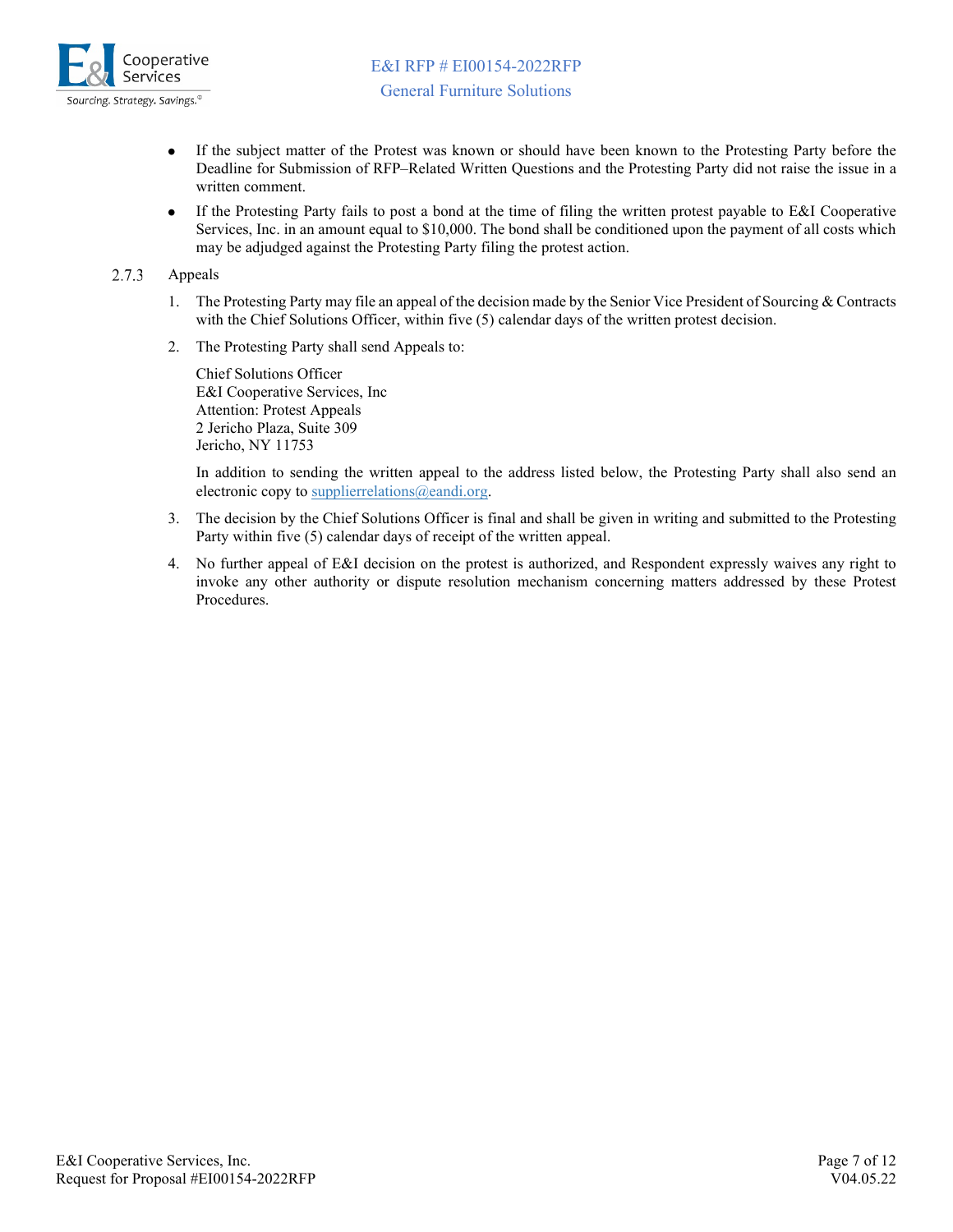- If the subject matter of the Protest was known or should have been known to the Protesting Party before the Deadline for Submission of RFP–Related Written Questions and the Protesting Party did not raise the issue in a written comment.
- If the Protesting Party fails to post a bond at the time of filing the written protest payable to E&I Cooperative Services, Inc. in an amount equal to $10,000. The bond shall be conditioned upon the payment of all costs which may be adjudged against the Protesting Party filing the protest action.

### 2.7.3 Appeals

1. The Protesting Party may file an appeal of the decision made by the Senior Vice President of Sourcing & Contracts with the Chief Solutions Officer, within five (5) calendar days of the written protest decision.
2. The Protesting Party shall send Appeals to:

   Chief Solutions Officer
   E&I Cooperative Services, Inc
   Attention: Protest Appeals
   2 Jericho Plaza, Suite 309
   Jericho, NY 11753

   In addition to sending the written appeal to the address listed below, the Protesting Party shall also send an electronic copy to supplierrelations@eandi.org.

3. The decision by the Chief Solutions Officer is final and shall be given in writing and submitted to the Protesting Party within five (5) calendar days of receipt of the written appeal.
4. No further appeal of E&I decision on the protest is authorized, and Respondent expressly waives any right to invoke any other authority or dispute resolution mechanism concerning matters addressed by these Protest Procedures.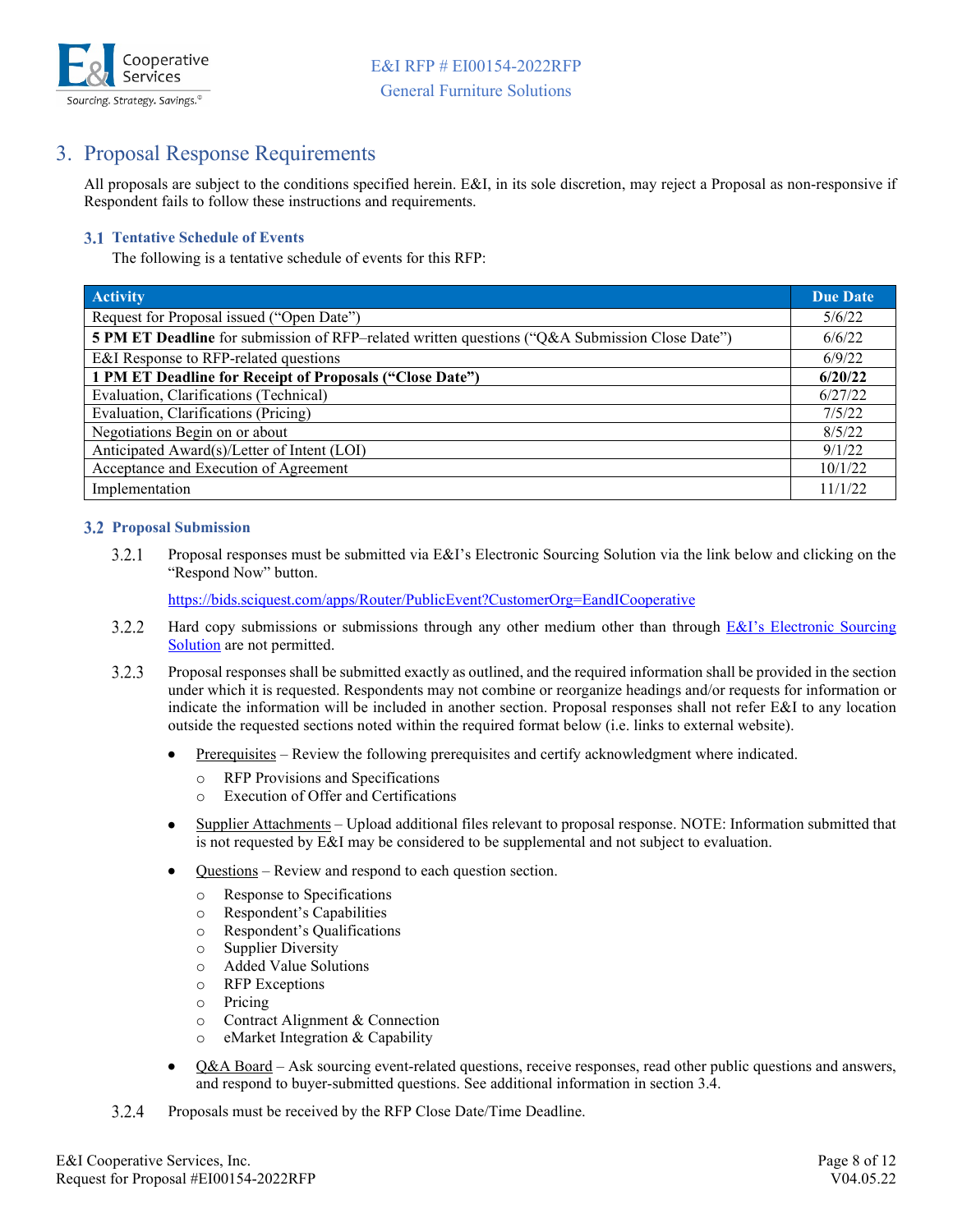## 3. Proposal Response Requirements

All proposals are subject to the conditions specified herein. E&I, in its sole discretion, may reject a Proposal as non-responsive if Respondent fails to follow these instructions and requirements.

### 3.1 Tentative Schedule of Events

The following is a tentative schedule of events for this RFP:

| Activity | Due Date |
|---|---|
| Request for Proposal issued ("Open Date") | 5/6/22 |
| **5 PM ET Deadline** for submission of RFP–related written questions ("Q&A Submission Close Date") | 6/6/22 |
| E&I Response to RFP-related questions | 6/9/22 |
| **1 PM ET Deadline for Receipt of Proposals ("Close Date")** | **6/20/22** |
| Evaluation, Clarifications (Technical) | 6/27/22 |
| Evaluation, Clarifications (Pricing) | 7/5/22 |
| Negotiations Begin on or about | 8/5/22 |
| Anticipated Award(s)/Letter of Intent (LOI) | 9/1/22 |
| Acceptance and Execution of Agreement | 10/1/22 |
| Implementation | 11/1/22 |

### 3.2 Proposal Submission

3.2.1 Proposal responses must be submitted via E&I's Electronic Sourcing Solution via the link below and clicking on the "Respond Now" button.

https://bids.sciquest.com/apps/Router/PublicEvent?CustomerOrg=EandICooperative

3.2.2 Hard copy submissions or submissions through any other medium other than through E&I's Electronic Sourcing Solution are not permitted.

3.2.3 Proposal responses shall be submitted exactly as outlined, and the required information shall be provided in the section under which it is requested. Respondents may not combine or reorganize headings and/or requests for information or indicate the information will be included in another section. Proposal responses shall not refer E&I to any location outside the requested sections noted within the required format below (i.e. links to external website).

- Prerequisites – Review the following prerequisites and certify acknowledgment where indicated.
  - RFP Provisions and Specifications
  - Execution of Offer and Certifications
- Supplier Attachments – Upload additional files relevant to proposal response. NOTE: Information submitted that is not requested by E&I may be considered to be supplemental and not subject to evaluation.
- Questions – Review and respond to each question section.
  - Response to Specifications
  - Respondent's Capabilities
  - Respondent's Qualifications
  - Supplier Diversity
  - Added Value Solutions
  - RFP Exceptions
  - Pricing
  - Contract Alignment & Connection
  - eMarket Integration & Capability
- Q&A Board – Ask sourcing event-related questions, receive responses, read other public questions and answers, and respond to buyer-submitted questions. See additional information in section 3.4.

3.2.4 Proposals must be received by the RFP Close Date/Time Deadline.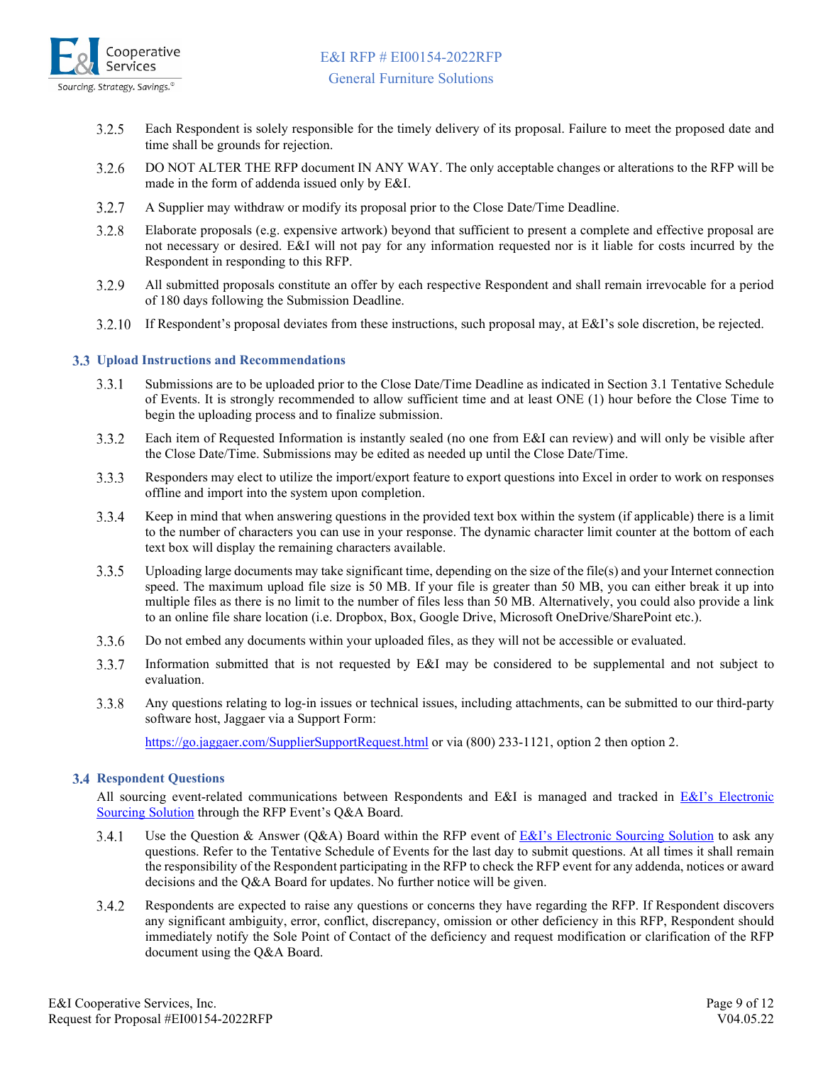3.2.5 Each Respondent is solely responsible for the timely delivery of its proposal. Failure to meet the proposed date and time shall be grounds for rejection.

3.2.6 DO NOT ALTER THE RFP document IN ANY WAY. The only acceptable changes or alterations to the RFP will be made in the form of addenda issued only by E&I.

3.2.7 A Supplier may withdraw or modify its proposal prior to the Close Date/Time Deadline.

3.2.8 Elaborate proposals (e.g. expensive artwork) beyond that sufficient to present a complete and effective proposal are not necessary or desired. E&I will not pay for any information requested nor is it liable for costs incurred by the Respondent in responding to this RFP.

3.2.9 All submitted proposals constitute an offer by each respective Respondent and shall remain irrevocable for a period of 180 days following the Submission Deadline.

3.2.10 If Respondent's proposal deviates from these instructions, such proposal may, at E&I's sole discretion, be rejected.

## 3.3 Upload Instructions and Recommendations

3.3.1 Submissions are to be uploaded prior to the Close Date/Time Deadline as indicated in Section 3.1 Tentative Schedule of Events. It is strongly recommended to allow sufficient time and at least ONE (1) hour before the Close Time to begin the uploading process and to finalize submission.

3.3.2 Each item of Requested Information is instantly sealed (no one from E&I can review) and will only be visible after the Close Date/Time. Submissions may be edited as needed up until the Close Date/Time.

3.3.3 Responders may elect to utilize the import/export feature to export questions into Excel in order to work on responses offline and import into the system upon completion.

3.3.4 Keep in mind that when answering questions in the provided text box within the system (if applicable) there is a limit to the number of characters you can use in your response. The dynamic character limit counter at the bottom of each text box will display the remaining characters available.

3.3.5 Uploading large documents may take significant time, depending on the size of the file(s) and your Internet connection speed. The maximum upload file size is 50 MB. If your file is greater than 50 MB, you can either break it up into multiple files as there is no limit to the number of files less than 50 MB. Alternatively, you could also provide a link to an online file share location (i.e. Dropbox, Box, Google Drive, Microsoft OneDrive/SharePoint etc.).

3.3.6 Do not embed any documents within your uploaded files, as they will not be accessible or evaluated.

3.3.7 Information submitted that is not requested by E&I may be considered to be supplemental and not subject to evaluation.

3.3.8 Any questions relating to log-in issues or technical issues, including attachments, can be submitted to our third-party software host, Jaggaer via a Support Form:

[https://go.jaggaer.com/SupplierSupportRequest.html](https://go.jaggaer.com/SupplierSupportRequest.html) or via (800) 233-1121, option 2 then option 2.

## 3.4 Respondent Questions

All sourcing event-related communications between Respondents and E&I is managed and tracked in E&I's Electronic Sourcing Solution through the RFP Event's Q&A Board.

3.4.1 Use the Question & Answer (Q&A) Board within the RFP event of E&I's Electronic Sourcing Solution to ask any questions. Refer to the Tentative Schedule of Events for the last day to submit questions. At all times it shall remain the responsibility of the Respondent participating in the RFP to check the RFP event for any addenda, notices or award decisions and the Q&A Board for updates. No further notice will be given.

3.4.2 Respondents are expected to raise any questions or concerns they have regarding the RFP. If Respondent discovers any significant ambiguity, error, conflict, discrepancy, omission or other deficiency in this RFP, Respondent should immediately notify the Sole Point of Contact of the deficiency and request modification or clarification of the RFP document using the Q&A Board.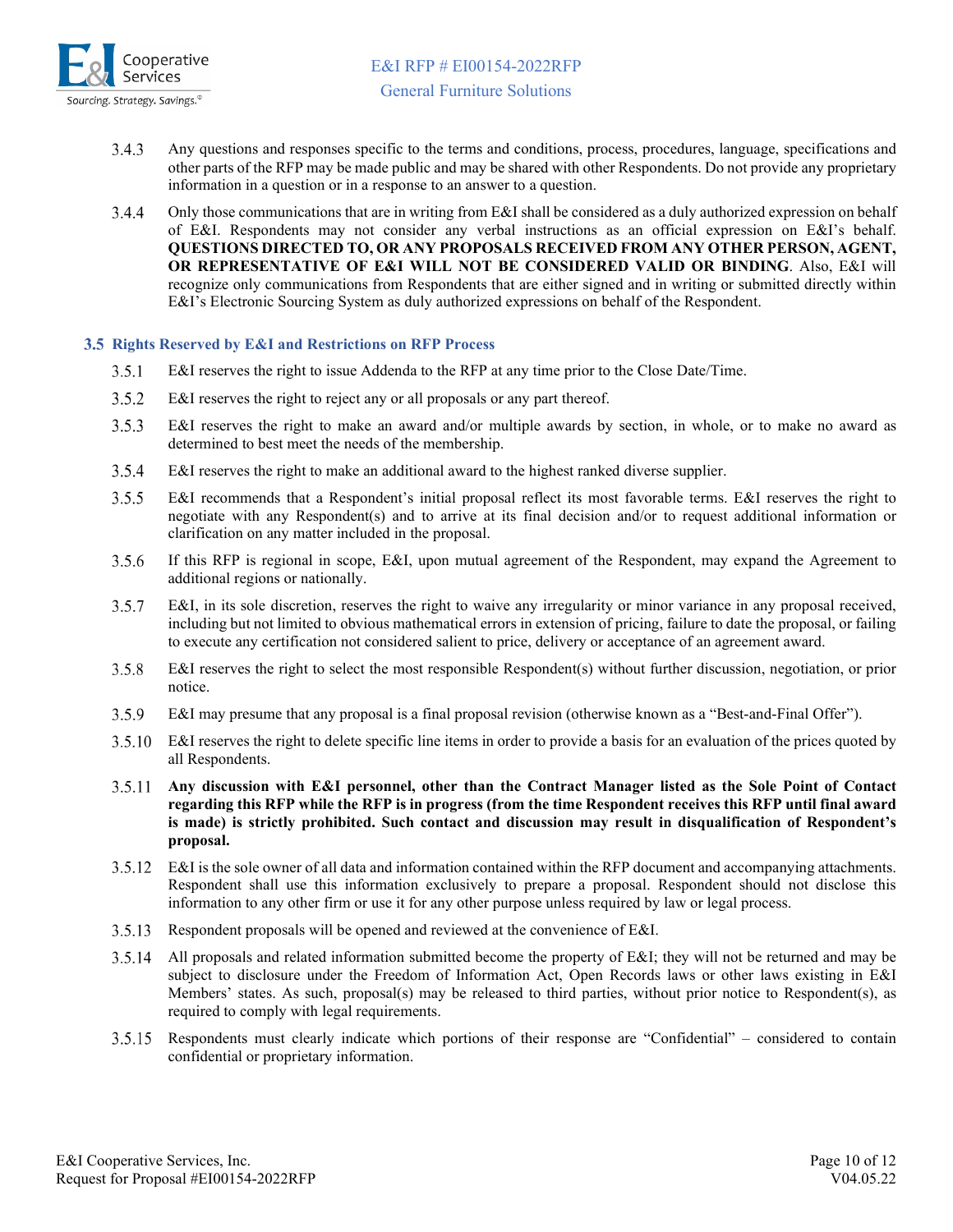3.4.3 Any questions and responses specific to the terms and conditions, process, procedures, language, specifications and other parts of the RFP may be made public and may be shared with other Respondents. Do not provide any proprietary information in a question or in a response to an answer to a question.

3.4.4 Only those communications that are in writing from E&I shall be considered as a duly authorized expression on behalf of E&I. Respondents may not consider any verbal instructions as an official expression on E&I's behalf. **QUESTIONS DIRECTED TO, OR ANY PROPOSALS RECEIVED FROM ANY OTHER PERSON, AGENT, OR REPRESENTATIVE OF E&I WILL NOT BE CONSIDERED VALID OR BINDING**. Also, E&I will recognize only communications from Respondents that are either signed and in writing or submitted directly within E&I's Electronic Sourcing System as duly authorized expressions on behalf of the Respondent.

### 3.5 Rights Reserved by E&I and Restrictions on RFP Process

3.5.1 E&I reserves the right to issue Addenda to the RFP at any time prior to the Close Date/Time.

3.5.2 E&I reserves the right to reject any or all proposals or any part thereof.

3.5.3 E&I reserves the right to make an award and/or multiple awards by section, in whole, or to make no award as determined to best meet the needs of the membership.

3.5.4 E&I reserves the right to make an additional award to the highest ranked diverse supplier.

3.5.5 E&I recommends that a Respondent's initial proposal reflect its most favorable terms. E&I reserves the right to negotiate with any Respondent(s) and to arrive at its final decision and/or to request additional information or clarification on any matter included in the proposal.

3.5.6 If this RFP is regional in scope, E&I, upon mutual agreement of the Respondent, may expand the Agreement to additional regions or nationally.

3.5.7 E&I, in its sole discretion, reserves the right to waive any irregularity or minor variance in any proposal received, including but not limited to obvious mathematical errors in extension of pricing, failure to date the proposal, or failing to execute any certification not considered salient to price, delivery or acceptance of an agreement award.

3.5.8 E&I reserves the right to select the most responsible Respondent(s) without further discussion, negotiation, or prior notice.

3.5.9 E&I may presume that any proposal is a final proposal revision (otherwise known as a "Best-and-Final Offer").

3.5.10 E&I reserves the right to delete specific line items in order to provide a basis for an evaluation of the prices quoted by all Respondents.

3.5.11 **Any discussion with E&I personnel, other than the Contract Manager listed as the Sole Point of Contact regarding this RFP while the RFP is in progress (from the time Respondent receives this RFP until final award is made) is strictly prohibited. Such contact and discussion may result in disqualification of Respondent's proposal.**

3.5.12 E&I is the sole owner of all data and information contained within the RFP document and accompanying attachments. Respondent shall use this information exclusively to prepare a proposal. Respondent should not disclose this information to any other firm or use it for any other purpose unless required by law or legal process.

3.5.13 Respondent proposals will be opened and reviewed at the convenience of E&I.

3.5.14 All proposals and related information submitted become the property of E&I; they will not be returned and may be subject to disclosure under the Freedom of Information Act, Open Records laws or other laws existing in E&I Members' states. As such, proposal(s) may be released to third parties, without prior notice to Respondent(s), as required to comply with legal requirements.

3.5.15 Respondents must clearly indicate which portions of their response are "Confidential" – considered to contain confidential or proprietary information.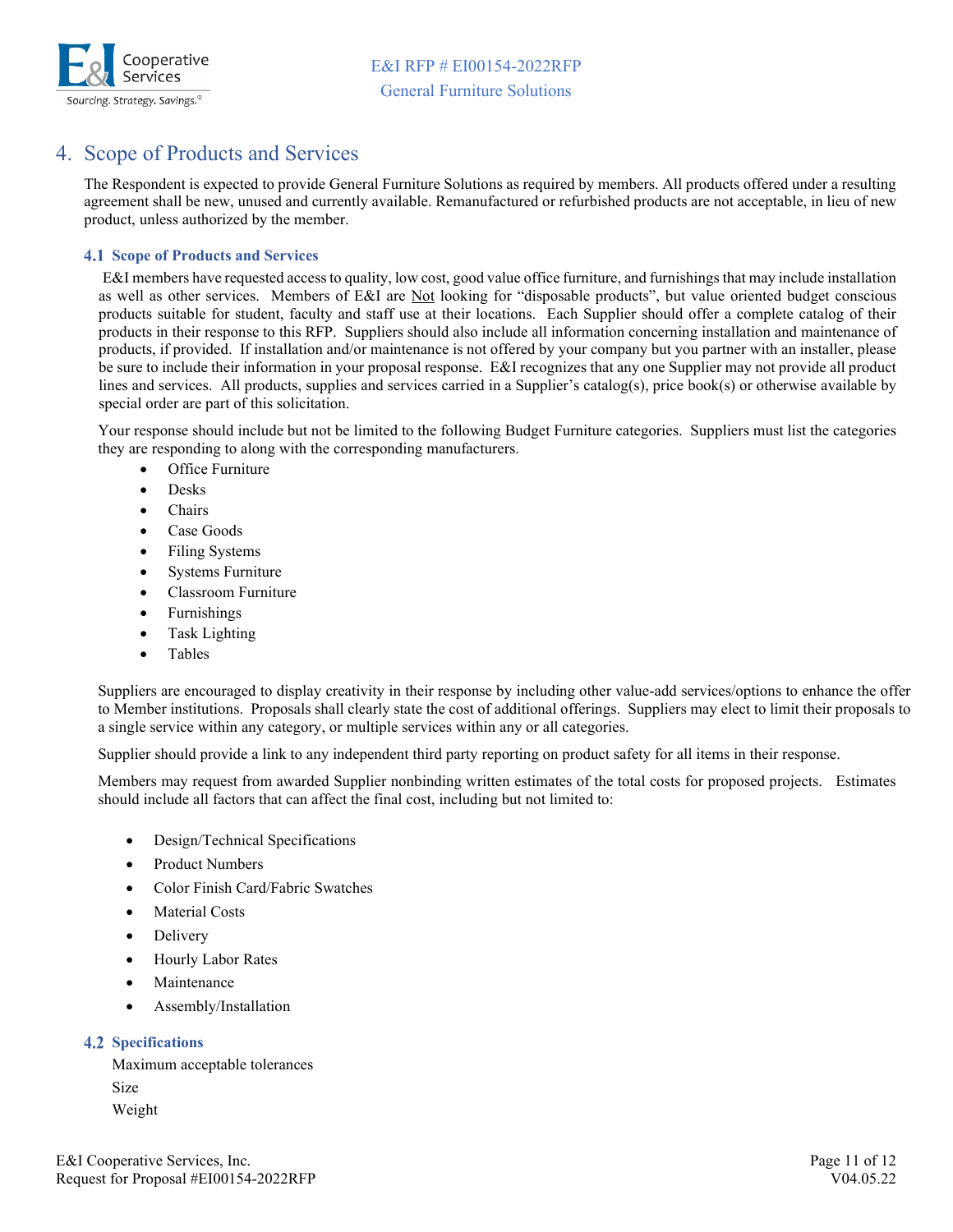## 4. Scope of Products and Services

The Respondent is expected to provide General Furniture Solutions as required by members. All products offered under a resulting agreement shall be new, unused and currently available. Remanufactured or refurbished products are not acceptable, in lieu of new product, unless authorized by the member.

### 4.1 Scope of Products and Services

E&I members have requested access to quality, low cost, good value office furniture, and furnishings that may include installation as well as other services. Members of E&I are Not looking for "disposable products", but value oriented budget conscious products suitable for student, faculty and staff use at their locations. Each Supplier should offer a complete catalog of their products in their response to this RFP. Suppliers should also include all information concerning installation and maintenance of products, if provided. If installation and/or maintenance is not offered by your company but you partner with an installer, please be sure to include their information in your proposal response. E&I recognizes that any one Supplier may not provide all product lines and services. All products, supplies and services carried in a Supplier's catalog(s), price book(s) or otherwise available by special order are part of this solicitation.

Your response should include but not be limited to the following Budget Furniture categories. Suppliers must list the categories they are responding to along with the corresponding manufacturers.

- Office Furniture
- Desks
- Chairs
- Case Goods
- Filing Systems
- Systems Furniture
- Classroom Furniture
- Furnishings
- Task Lighting
- Tables

Suppliers are encouraged to display creativity in their response by including other value-add services/options to enhance the offer to Member institutions. Proposals shall clearly state the cost of additional offerings. Suppliers may elect to limit their proposals to a single service within any category, or multiple services within any or all categories.

Supplier should provide a link to any independent third party reporting on product safety for all items in their response.

Members may request from awarded Supplier nonbinding written estimates of the total costs for proposed projects. Estimates should include all factors that can affect the final cost, including but not limited to:

- Design/Technical Specifications
- Product Numbers
- Color Finish Card/Fabric Swatches
- Material Costs
- Delivery
- Hourly Labor Rates
- Maintenance
- Assembly/Installation

### 4.2 Specifications

Maximum acceptable tolerances

Size

Weight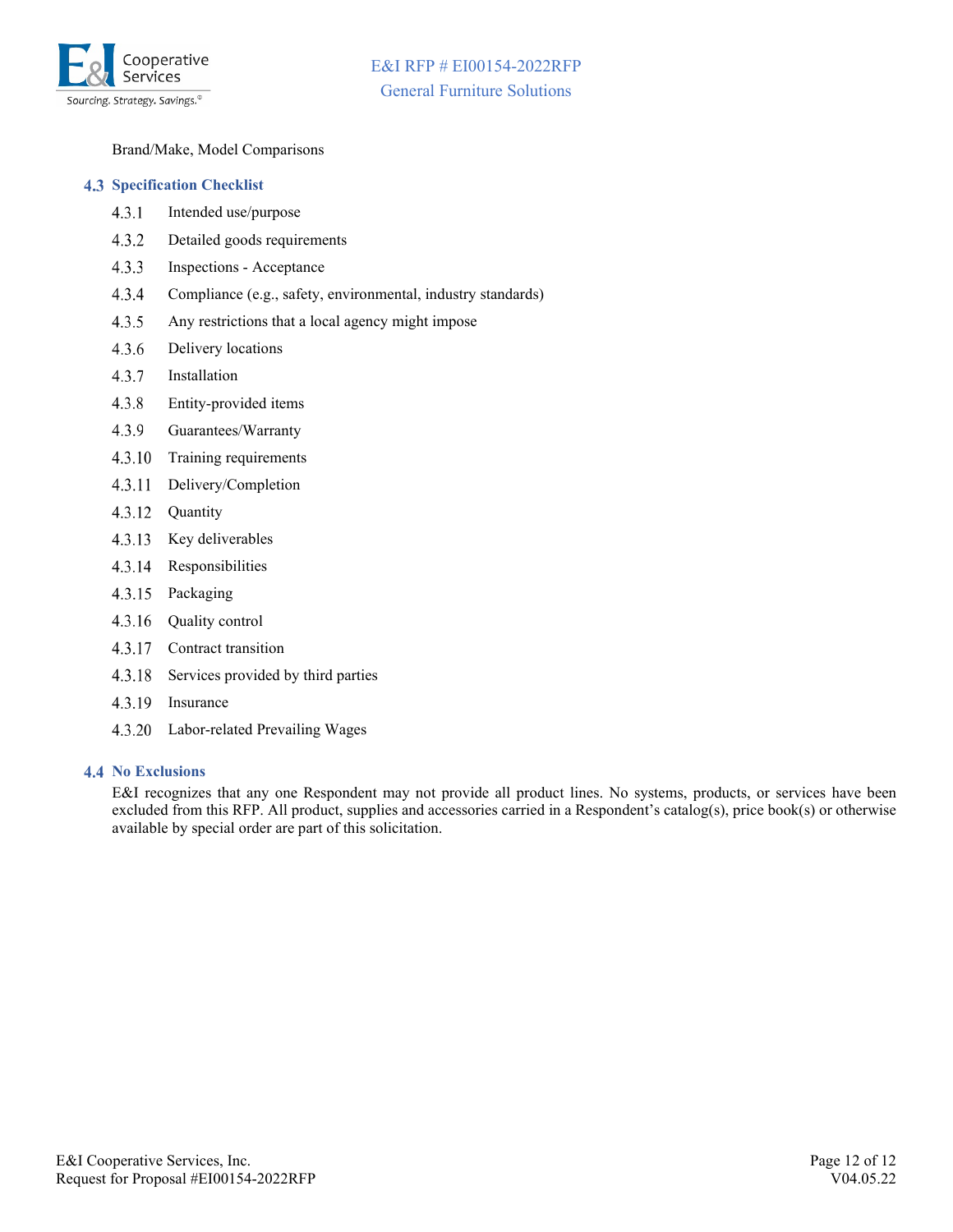Brand/Make, Model Comparisons

## 4.3 Specification Checklist

4.3.1 Intended use/purpose

4.3.2 Detailed goods requirements

4.3.3 Inspections - Acceptance

4.3.4 Compliance (e.g., safety, environmental, industry standards)

4.3.5 Any restrictions that a local agency might impose

4.3.6 Delivery locations

4.3.7 Installation

4.3.8 Entity-provided items

4.3.9 Guarantees/Warranty

4.3.10 Training requirements

4.3.11 Delivery/Completion

4.3.12 Quantity

4.3.13 Key deliverables

4.3.14 Responsibilities

4.3.15 Packaging

4.3.16 Quality control

4.3.17 Contract transition

4.3.18 Services provided by third parties

4.3.19 Insurance

4.3.20 Labor-related Prevailing Wages

## 4.4 No Exclusions

E&I recognizes that any one Respondent may not provide all product lines. No systems, products, or services have been excluded from this RFP. All product, supplies and accessories carried in a Respondent's catalog(s), price book(s) or otherwise available by special order are part of this solicitation.